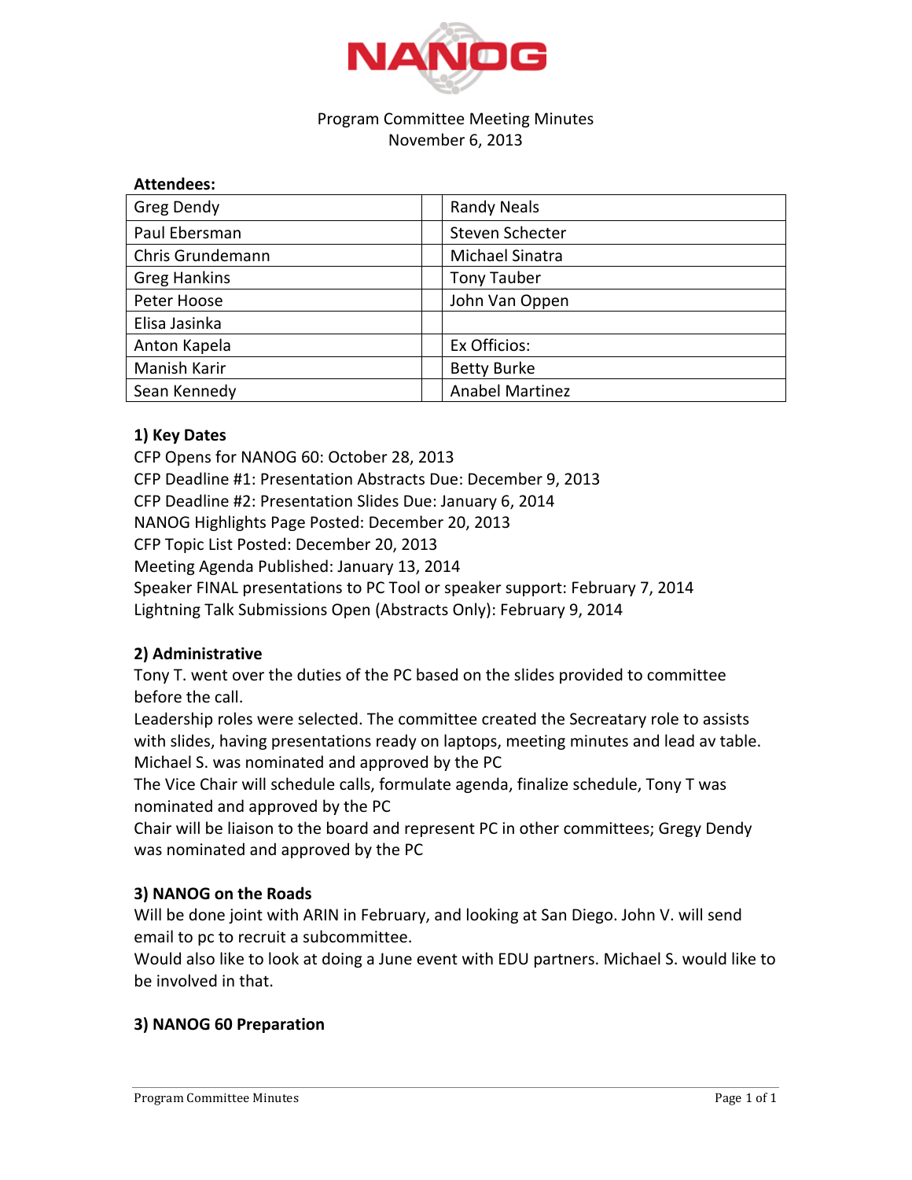# NANOG

Program Committee Meeting Minutes
November 6, 2013

**Attendees:**

| | | |
|---|---|---|
| Greg Dendy | | Randy Neals |
| Paul Ebersman | | Steven Schecter |
| Chris Grundemann | | Michael Sinatra |
| Greg Hankins | | Tony Tauber |
| Peter Hoose | | John Van Oppen |
| Elisa Jasinka | | |
| Anton Kapela | | Ex Officios: |
| Manish Karir | | Betty Burke |
| Sean Kennedy | | Anabel Martinez |

### 1) Key Dates

CFP Opens for NANOG 60: October 28, 2013
CFP Deadline #1: Presentation Abstracts Due: December 9, 2013
CFP Deadline #2: Presentation Slides Due: January 6, 2014
NANOG Highlights Page Posted: December 20, 2013
CFP Topic List Posted: December 20, 2013
Meeting Agenda Published: January 13, 2014
Speaker FINAL presentations to PC Tool or speaker support: February 7, 2014
Lightning Talk Submissions Open (Abstracts Only): February 9, 2014

### 2) Administrative

Tony T. went over the duties of the PC based on the slides provided to committee before the call.
Leadership roles were selected. The committee created the Secreatary role to assists with slides, having presentations ready on laptops, meeting minutes and lead av table. Michael S. was nominated and approved by the PC
The Vice Chair will schedule calls, formulate agenda, finalize schedule, Tony T was nominated and approved by the PC
Chair will be liaison to the board and represent PC in other committees; Gregy Dendy was nominated and approved by the PC

### 3) NANOG on the Roads

Will be done joint with ARIN in February, and looking at San Diego. John V. will send email to pc to recruit a subcommittee.
Would also like to look at doing a June event with EDU partners. Michael S. would like to be involved in that.

### 3) NANOG 60 Preparation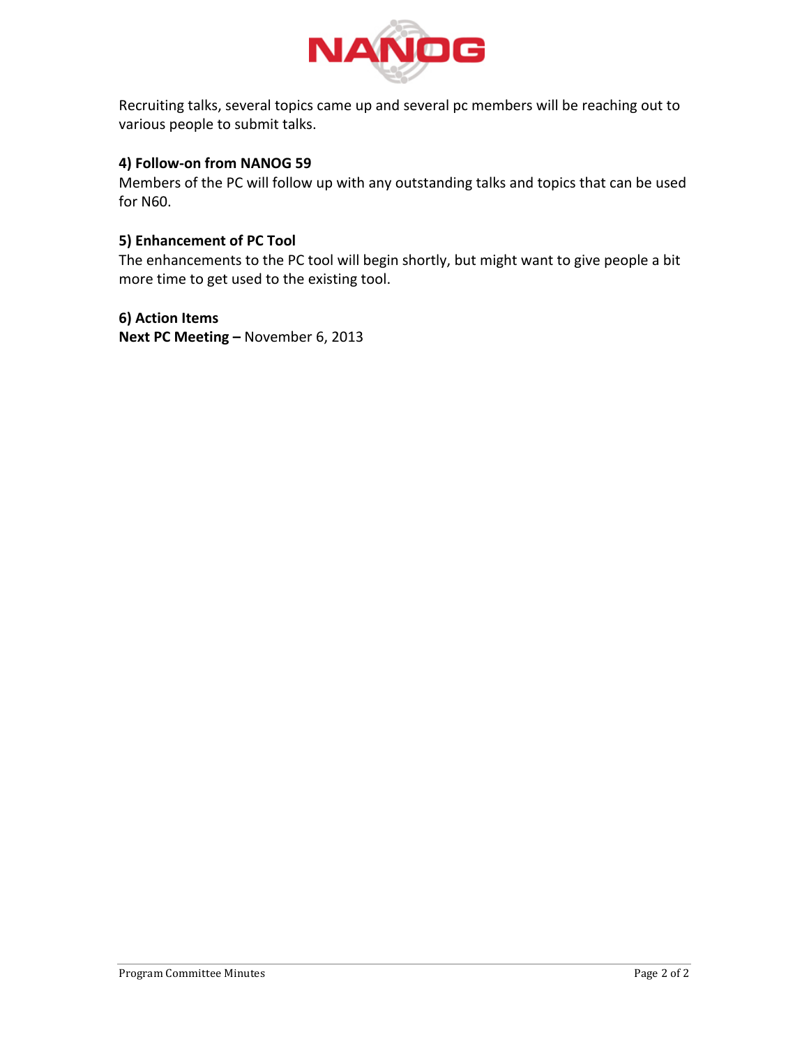Recruiting talks, several topics came up and several pc members will be reaching out to various people to submit talks.

**4) Follow-on from NANOG 59**
Members of the PC will follow up with any outstanding talks and topics that can be used for N60.

**5) Enhancement of PC Tool**
The enhancements to the PC tool will begin shortly, but might want to give people a bit more time to get used to the existing tool.

**6) Action Items**
**Next PC Meeting –** November 6, 2013